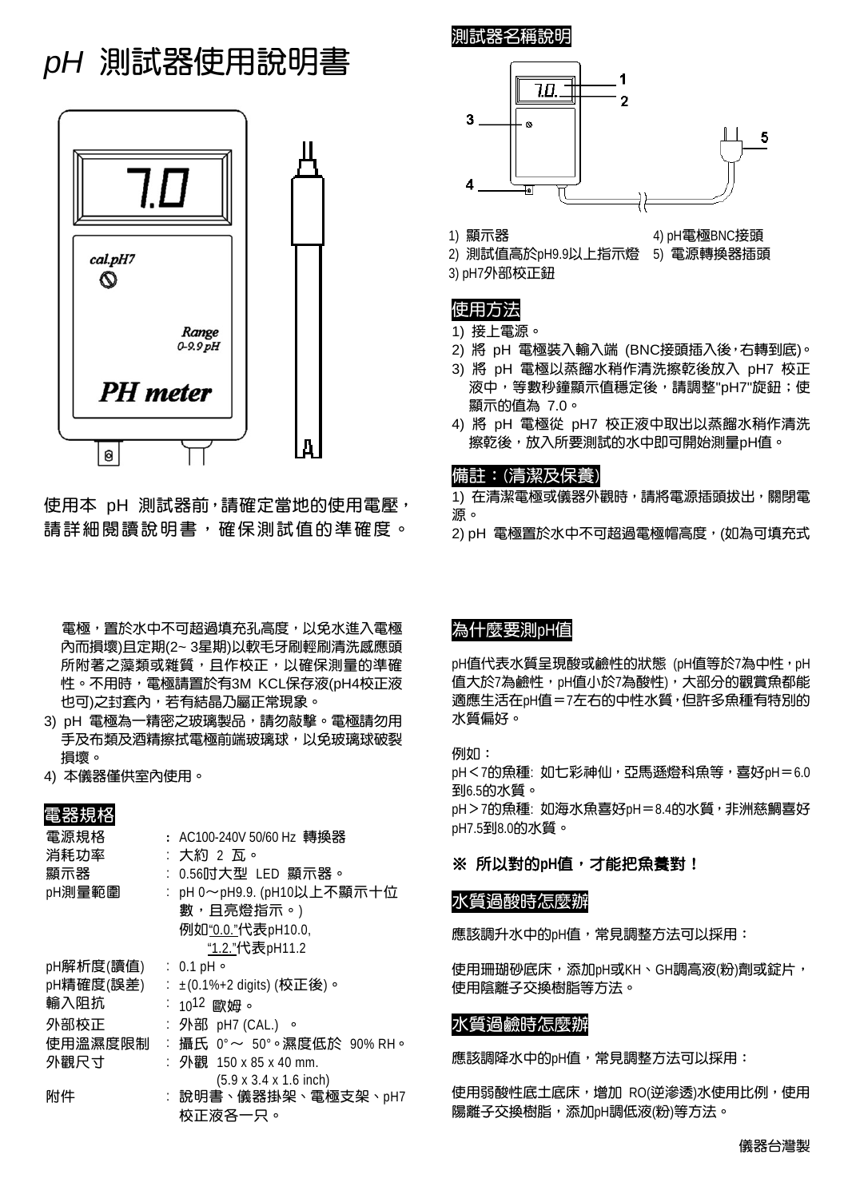# pH 測試器使用說明書

使用本 pH 測試器前，請確定當地的使用電壓，請詳細閱讀說明書，確保測試值的準確度。

## 測試器名稱說明

1) 顯示器
2) 測試值高於pH9.9以上指示燈
3) pH7外部校正鈕
4) pH電極BNC接頭
5) 電源轉換器插頭

## 使用方法

1) 接上電源。
2) 將 pH 電極裝入輸入端 (BNC接頭插入後，右轉到底)。
3) 將 pH 電極以蒸餾水稍作清洗擦乾後放入 pH7 校正液中，等數秒鐘顯示值穩定後，請調整"pH7"旋鈕；使顯示的值為 7.0。
4) 將 pH 電極從 pH7 校正液中取出以蒸餾水稍作清洗擦乾後，放入所要測試的水中即可開始測量pH值。

## 備註：(清潔及保養)

1) 在清潔電極或儀器外觀時，請將電源插頭拔出，關閉電源。
2) pH 電極置於水中不可超過電極帽高度，(如為可填充式電極，置於水中不可超過填充孔高度，以免水進入電極內而損壞)且定期(2~ 3星期)以軟毛牙刷輕刷清洗感應頭所附著之藻類或雜質，且作校正，以確保測量的準確性。不用時，電極請置於有3M KCL保存液(pH4校正液也可)之封套內，若有結晶乃屬正常現象。
3) pH 電極為一精密之玻璃製品，請勿敲擊。電極請勿用手及布類及酒精擦拭電極前端玻璃球，以免玻璃球破裂損壞。
4) 本儀器僅供室內使用。

## 電器規格

| | |
|---|---|
| 電源規格 | ：AC100-240V 50/60 Hz 轉換器 |
| 消耗功率 | ：大約 2 瓦。 |
| 顯示器 | ：0.56吋大型 LED 顯示器。 |
| pH測量範圍 | ：pH 0～pH9.9. (pH10以上不顯示十位數，且亮燈指示。) 例如"0.0."代表pH10.0, "1.2."代表pH11.2 |
| pH解析度(讀值) | ：0.1 pH。 |
| pH精確度(誤差) | ：±(0.1%+2 digits) (校正後)。 |
| 輸入阻抗 | ：$10^{12}$ 歐姆。 |
| 外部校正 | ：外部 pH7 (CAL.) 。 |
| 使用溫濕度限制 | ：攝氏 0°～ 50°。濕度低於 90% RH。 |
| 外觀尺寸 | ：外觀 150 x 85 x 40 mm. (5.9 x 3.4 x 1.6 inch) |
| 附件 | ：說明書、儀器掛架、電極支架、pH7校正液各一只。 |

## 為什麼要測pH值

pH值代表水質呈現酸或鹼性的狀態 (pH值等於7為中性，pH值大於7為鹼性，pH值小於7為酸性)，大部分的觀賞魚都能適應生活在pH值＝7左右的中性水質，但許多魚種有特別的水質偏好。

例如：

pH＜7的魚種: 如七彩神仙，亞馬遜燈科魚等，喜好pH＝6.0到6.5的水質。

pH＞7的魚種: 如海水魚喜好pH＝8.4的水質，非洲慈鯛喜好pH7.5到8.0的水質。

**※ 所以對的pH值，才能把魚養對！**

## 水質過酸時怎麼辦

應該調升水中的pH值，常見調整方法可以採用：

使用珊瑚砂底床，添加pH或KH、GH調高液(粉)劑或錠片，使用陰離子交換樹脂等方法。

## 水質過鹼時怎麼辦

應該調降水中的pH值，常見調整方法可以採用：

使用弱酸性底土底床，增加 RO(逆滲透)水使用比例，使用陽離子交換樹脂，添加pH調低液(粉)等方法。

儀器台灣製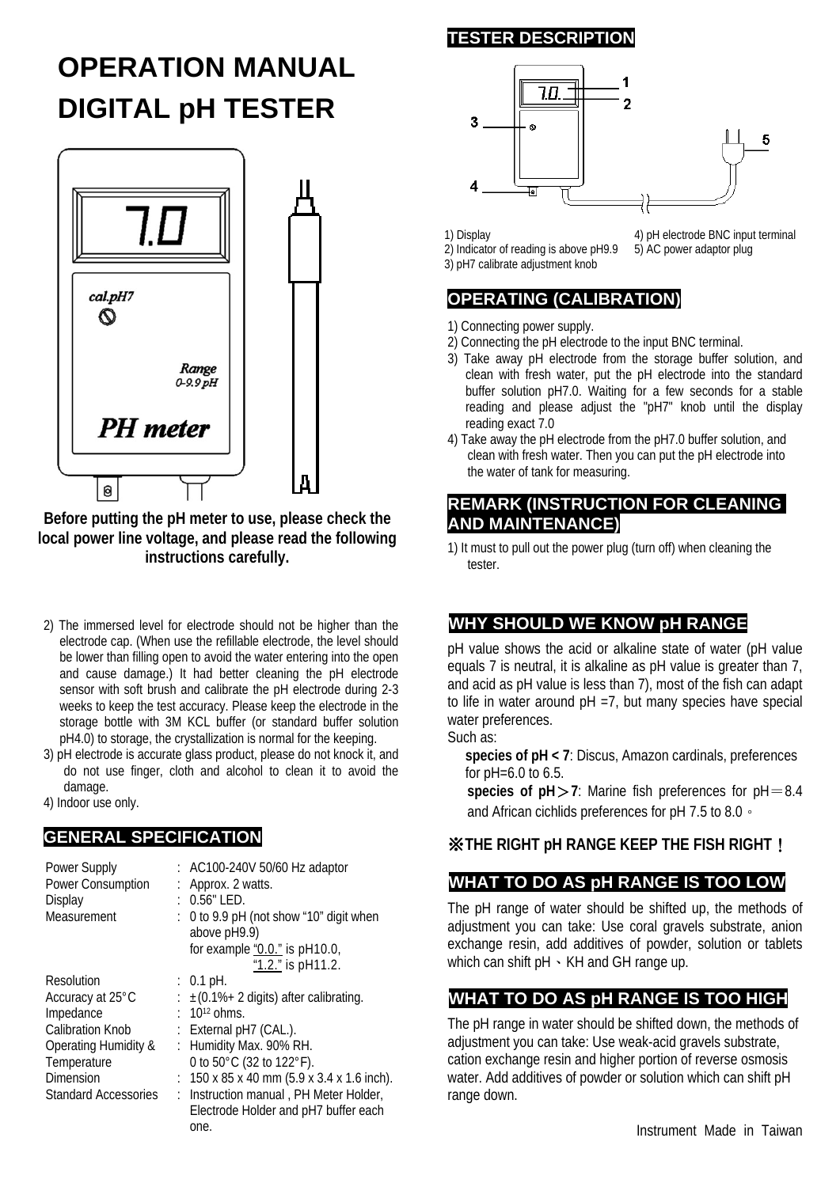# OPERATION MANUAL
# DIGITAL pH TESTER

7.0

cal.pH7

Range
0-9.9 pH

PH meter

**Before putting the pH meter to use, please check the local power line voltage, and please read the following instructions carefully.**

2) The immersed level for electrode should not be higher than the electrode cap. (When use the refillable electrode, the level should be lower than filling open to avoid the water entering into the open and cause damage.) It had better cleaning the pH electrode sensor with soft brush and calibrate the pH electrode during 2-3 weeks to keep the test accuracy. Please keep the electrode in the storage bottle with 3M KCL buffer (or standard buffer solution pH4.0) to storage, the crystallization is normal for the keeping.
3) pH electrode is accurate glass product, please do not knock it, and do not use finger, cloth and alcohol to clean it to avoid the damage.
4) Indoor use only.

## GENERAL SPECIFICATION

| | | |
|---|---|---|
| Power Supply | : | AC100-240V 50/60 Hz adaptor |
| Power Consumption | : | Approx. 2 watts. |
| Display | : | 0.56" LED. |
| Measurement | : | 0 to 9.9 pH (not show "10" digit when above pH9.9) for example "0.0." is pH10.0, "1.2." is pH11.2. |
| Resolution | : | 0.1 pH. |
| Accuracy at 25°C | : | ±(0.1%+ 2 digits) after calibrating. |
| Impedance | : | $10^{12}$ ohms. |
| Calibration Knob | : | External pH7 (CAL.). |
| Operating Humidity & Temperature | : | Humidity Max. 90% RH. 0 to 50°C (32 to 122°F). |
| Dimension | : | 150 x 85 x 40 mm (5.9 x 3.4 x 1.6 inch). |
| Standard Accessories | : | Instruction manual , PH Meter Holder, Electrode Holder and pH7 buffer each one. |

## TESTER DESCRIPTION

1) Display
2) Indicator of reading is above pH9.9
3) pH7 calibrate adjustment knob
4) pH electrode BNC input terminal
5) AC power adaptor plug

## OPERATING (CALIBRATION)

1) Connecting power supply.
2) Connecting the pH electrode to the input BNC terminal.
3) Take away pH electrode from the storage buffer solution, and clean with fresh water, put the pH electrode into the standard buffer solution pH7.0. Waiting for a few seconds for a stable reading and please adjust the "pH7" knob until the display reading exact 7.0
4) Take away the pH electrode from the pH7.0 buffer solution, and clean with fresh water. Then you can put the pH electrode into the water of tank for measuring.

## REMARK (INSTRUCTION FOR CLEANING AND MAINTENANCE)

1) It must to pull out the power plug (turn off) when cleaning the tester.

## WHY SHOULD WE KNOW pH RANGE

pH value shows the acid or alkaline state of water (pH value equals 7 is neutral, it is alkaline as pH value is greater than 7, and acid as pH value is less than 7), most of the fish can adapt to life in water around pH =7, but many species have special water preferences.
Such as:

**species of pH < 7**: Discus, Amazon cardinals, preferences for pH=6.0 to 6.5.

**species of pH＞7**: Marine fish preferences for pH＝8.4 and African cichlids preferences for pH 7.5 to 8.0。

**※THE RIGHT pH RANGE KEEP THE FISH RIGHT！**

## WHAT TO DO AS pH RANGE IS TOO LOW

The pH range of water should be shifted up, the methods of adjustment you can take: Use coral gravels substrate, anion exchange resin, add additives of powder, solution or tablets which can shift pH、KH and GH range up.

## WHAT TO DO AS pH RANGE IS TOO HIGH

The pH range in water should be shifted down, the methods of adjustment you can take: Use weak-acid gravels substrate, cation exchange resin and higher portion of reverse osmosis water. Add additives of powder or solution which can shift pH range down.

Instrument Made in Taiwan